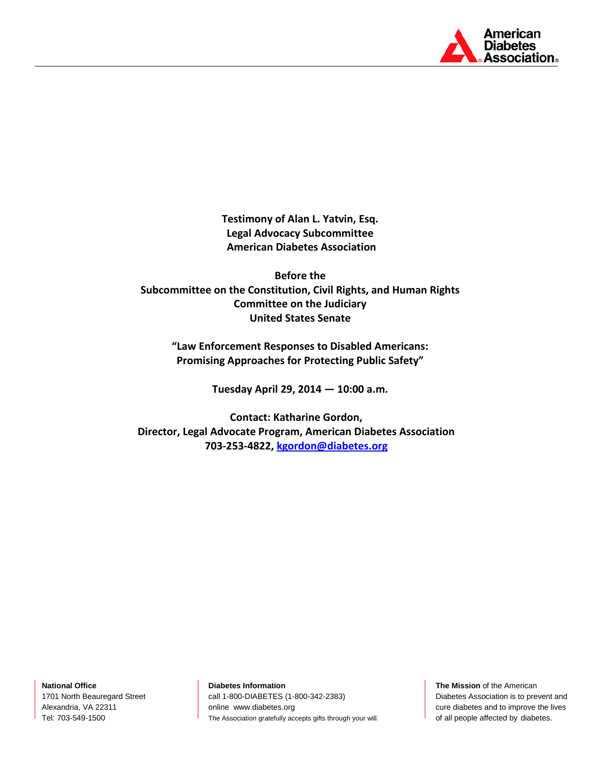**Testimony of Alan L. Yatvin, Esq.**
**Legal Advocacy Subcommittee**
**American Diabetes Association**

**Before the**
**Subcommittee on the Constitution, Civil Rights, and Human Rights**
**Committee on the Judiciary**
**United States Senate**

**"Law Enforcement Responses to Disabled Americans: Promising Approaches for Protecting Public Safety"**

**Tuesday April 29, 2014 — 10:00 a.m.**

**Contact: Katharine Gordon,**
**Director, Legal Advocate Program, American Diabetes Association**
**703-253-4822, kgordon@diabetes.org**

**National Office**
1701 North Beauregard Street
Alexandria, VA 22311
Tel: 703-549-1500

**Diabetes Information**
call 1-800-DIABETES (1-800-342-2383)
online www.diabetes.org
The Association gratefully accepts gifts through your will.

**The Mission** of the American Diabetes Association is to prevent and cure diabetes and to improve the lives of all people affected by diabetes.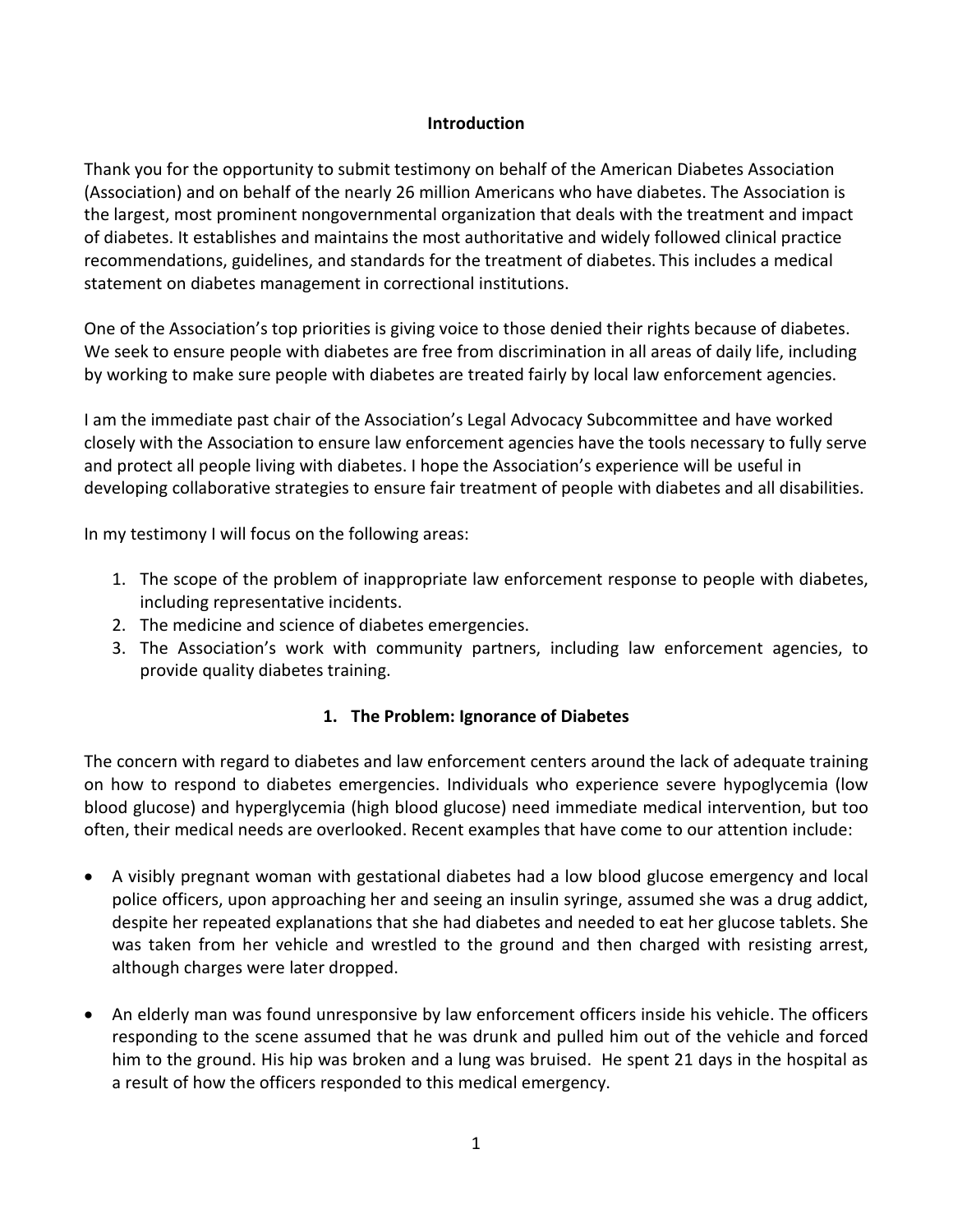## Introduction

Thank you for the opportunity to submit testimony on behalf of the American Diabetes Association (Association) and on behalf of the nearly 26 million Americans who have diabetes. The Association is the largest, most prominent nongovernmental organization that deals with the treatment and impact of diabetes. It establishes and maintains the most authoritative and widely followed clinical practice recommendations, guidelines, and standards for the treatment of diabetes. This includes a medical statement on diabetes management in correctional institutions.

One of the Association's top priorities is giving voice to those denied their rights because of diabetes. We seek to ensure people with diabetes are free from discrimination in all areas of daily life, including by working to make sure people with diabetes are treated fairly by local law enforcement agencies.

I am the immediate past chair of the Association's Legal Advocacy Subcommittee and have worked closely with the Association to ensure law enforcement agencies have the tools necessary to fully serve and protect all people living with diabetes. I hope the Association's experience will be useful in developing collaborative strategies to ensure fair treatment of people with diabetes and all disabilities.

In my testimony I will focus on the following areas:

1. The scope of the problem of inappropriate law enforcement response to people with diabetes, including representative incidents.
2. The medicine and science of diabetes emergencies.
3. The Association's work with community partners, including law enforcement agencies, to provide quality diabetes training.

## 1. The Problem: Ignorance of Diabetes

The concern with regard to diabetes and law enforcement centers around the lack of adequate training on how to respond to diabetes emergencies. Individuals who experience severe hypoglycemia (low blood glucose) and hyperglycemia (high blood glucose) need immediate medical intervention, but too often, their medical needs are overlooked. Recent examples that have come to our attention include:

- A visibly pregnant woman with gestational diabetes had a low blood glucose emergency and local police officers, upon approaching her and seeing an insulin syringe, assumed she was a drug addict, despite her repeated explanations that she had diabetes and needed to eat her glucose tablets. She was taken from her vehicle and wrestled to the ground and then charged with resisting arrest, although charges were later dropped.

- An elderly man was found unresponsive by law enforcement officers inside his vehicle. The officers responding to the scene assumed that he was drunk and pulled him out of the vehicle and forced him to the ground. His hip was broken and a lung was bruised. He spent 21 days in the hospital as a result of how the officers responded to this medical emergency.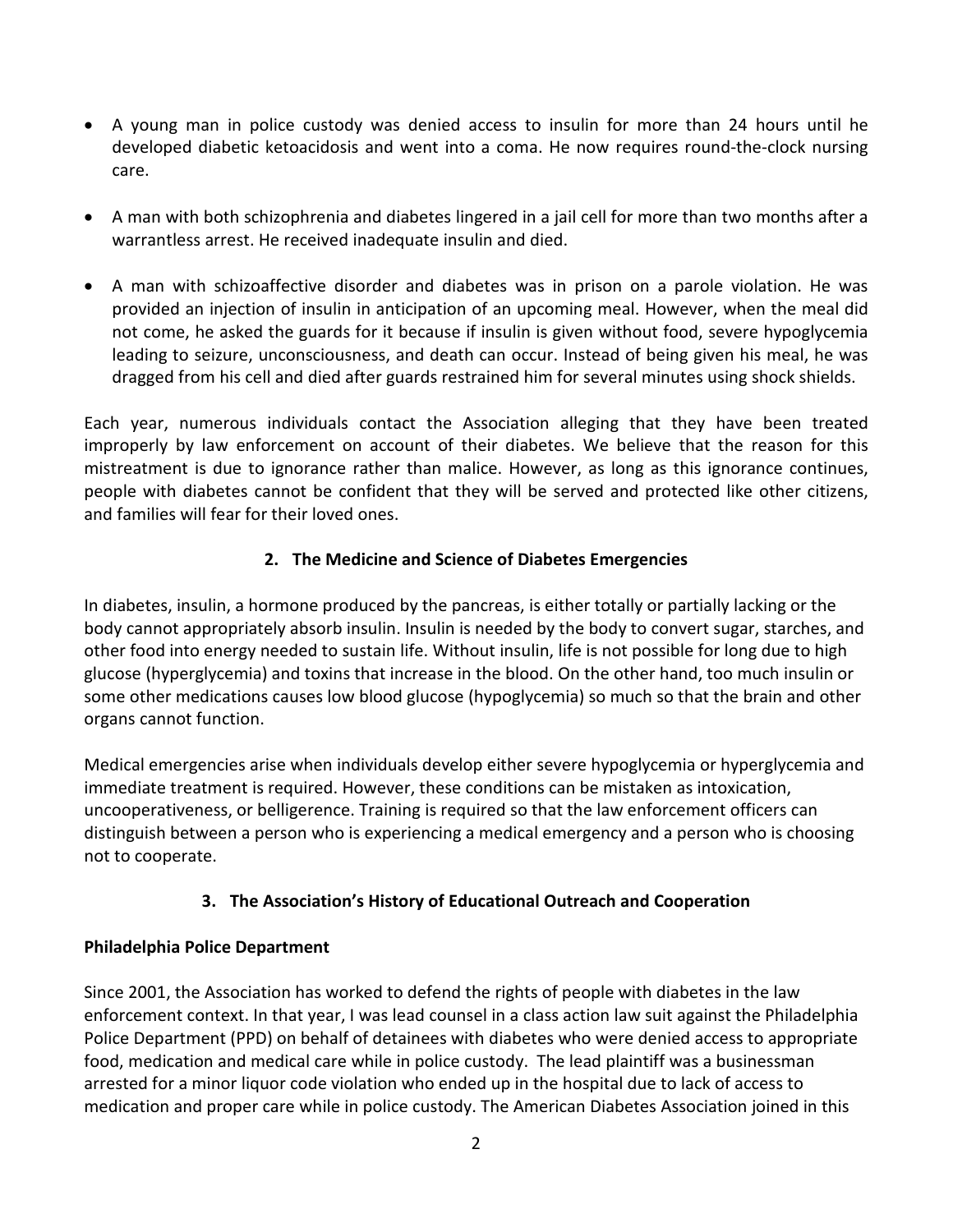- A young man in police custody was denied access to insulin for more than 24 hours until he developed diabetic ketoacidosis and went into a coma. He now requires round-the-clock nursing care.
- A man with both schizophrenia and diabetes lingered in a jail cell for more than two months after a warrantless arrest. He received inadequate insulin and died.
- A man with schizoaffective disorder and diabetes was in prison on a parole violation. He was provided an injection of insulin in anticipation of an upcoming meal. However, when the meal did not come, he asked the guards for it because if insulin is given without food, severe hypoglycemia leading to seizure, unconsciousness, and death can occur. Instead of being given his meal, he was dragged from his cell and died after guards restrained him for several minutes using shock shields.

Each year, numerous individuals contact the Association alleging that they have been treated improperly by law enforcement on account of their diabetes. We believe that the reason for this mistreatment is due to ignorance rather than malice. However, as long as this ignorance continues, people with diabetes cannot be confident that they will be served and protected like other citizens, and families will fear for their loved ones.

## 2. The Medicine and Science of Diabetes Emergencies

In diabetes, insulin, a hormone produced by the pancreas, is either totally or partially lacking or the body cannot appropriately absorb insulin. Insulin is needed by the body to convert sugar, starches, and other food into energy needed to sustain life. Without insulin, life is not possible for long due to high glucose (hyperglycemia) and toxins that increase in the blood. On the other hand, too much insulin or some other medications causes low blood glucose (hypoglycemia) so much so that the brain and other organs cannot function.

Medical emergencies arise when individuals develop either severe hypoglycemia or hyperglycemia and immediate treatment is required. However, these conditions can be mistaken as intoxication, uncooperativeness, or belligerence. Training is required so that the law enforcement officers can distinguish between a person who is experiencing a medical emergency and a person who is choosing not to cooperate.

## 3. The Association's History of Educational Outreach and Cooperation

**Philadelphia Police Department**

Since 2001, the Association has worked to defend the rights of people with diabetes in the law enforcement context. In that year, I was lead counsel in a class action law suit against the Philadelphia Police Department (PPD) on behalf of detainees with diabetes who were denied access to appropriate food, medication and medical care while in police custody. The lead plaintiff was a businessman arrested for a minor liquor code violation who ended up in the hospital due to lack of access to medication and proper care while in police custody. The American Diabetes Association joined in this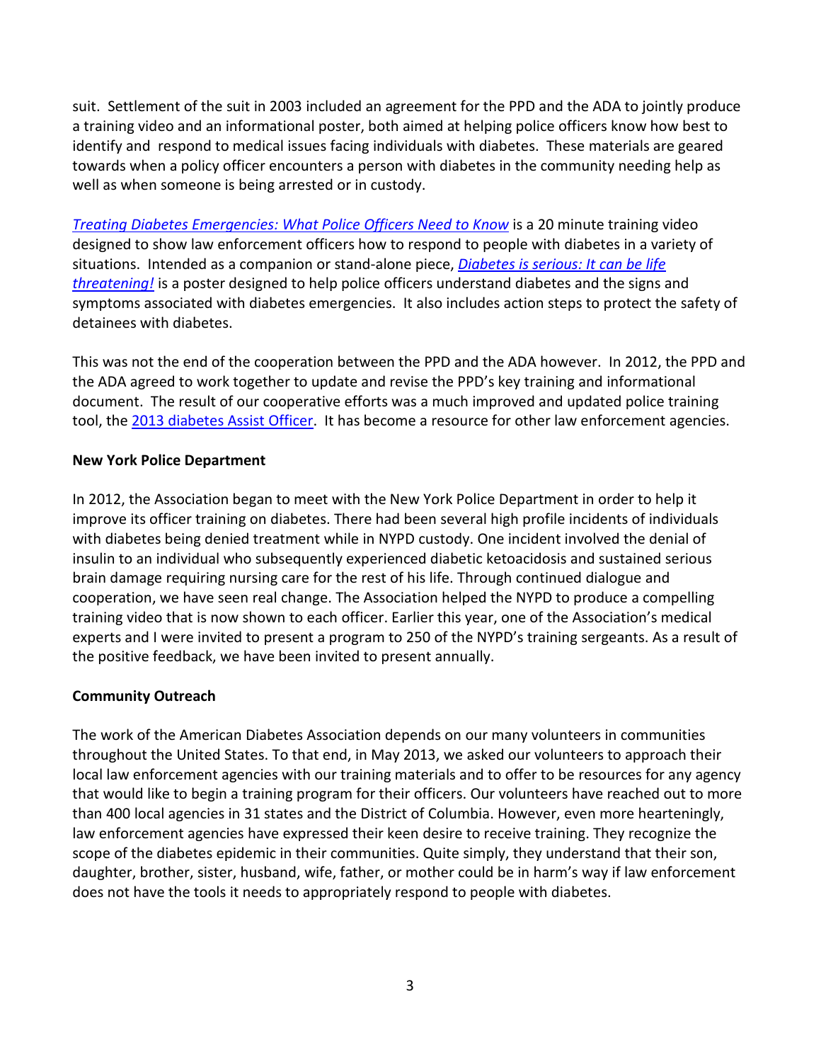suit. Settlement of the suit in 2003 included an agreement for the PPD and the ADA to jointly produce a training video and an informational poster, both aimed at helping police officers know how best to identify and respond to medical issues facing individuals with diabetes. These materials are geared towards when a policy officer encounters a person with diabetes in the community needing help as well as when someone is being arrested or in custody.

*Treating Diabetes Emergencies: What Police Officers Need to Know* is a 20 minute training video designed to show law enforcement officers how to respond to people with diabetes in a variety of situations. Intended as a companion or stand-alone piece, *Diabetes is serious: It can be life threatening!* is a poster designed to help police officers understand diabetes and the signs and symptoms associated with diabetes emergencies. It also includes action steps to protect the safety of detainees with diabetes.

This was not the end of the cooperation between the PPD and the ADA however. In 2012, the PPD and the ADA agreed to work together to update and revise the PPD's key training and informational document. The result of our cooperative efforts was a much improved and updated police training tool, the 2013 diabetes Assist Officer. It has become a resource for other law enforcement agencies.

**New York Police Department**

In 2012, the Association began to meet with the New York Police Department in order to help it improve its officer training on diabetes. There had been several high profile incidents of individuals with diabetes being denied treatment while in NYPD custody. One incident involved the denial of insulin to an individual who subsequently experienced diabetic ketoacidosis and sustained serious brain damage requiring nursing care for the rest of his life. Through continued dialogue and cooperation, we have seen real change. The Association helped the NYPD to produce a compelling training video that is now shown to each officer. Earlier this year, one of the Association's medical experts and I were invited to present a program to 250 of the NYPD's training sergeants. As a result of the positive feedback, we have been invited to present annually.

**Community Outreach**

The work of the American Diabetes Association depends on our many volunteers in communities throughout the United States. To that end, in May 2013, we asked our volunteers to approach their local law enforcement agencies with our training materials and to offer to be resources for any agency that would like to begin a training program for their officers. Our volunteers have reached out to more than 400 local agencies in 31 states and the District of Columbia. However, even more hearteningly, law enforcement agencies have expressed their keen desire to receive training. They recognize the scope of the diabetes epidemic in their communities. Quite simply, they understand that their son, daughter, brother, sister, husband, wife, father, or mother could be in harm's way if law enforcement does not have the tools it needs to appropriately respond to people with diabetes.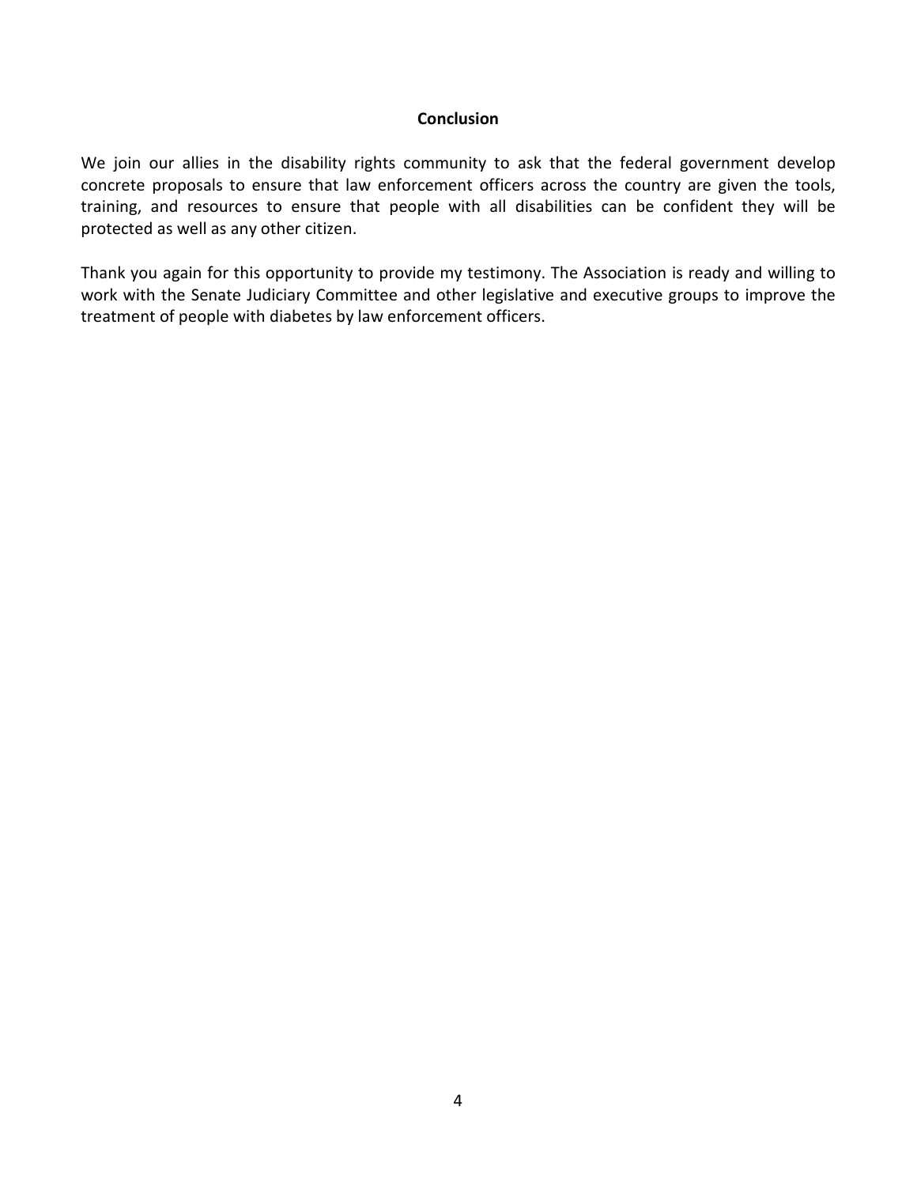## Conclusion

We join our allies in the disability rights community to ask that the federal government develop concrete proposals to ensure that law enforcement officers across the country are given the tools, training, and resources to ensure that people with all disabilities can be confident they will be protected as well as any other citizen.

Thank you again for this opportunity to provide my testimony. The Association is ready and willing to work with the Senate Judiciary Committee and other legislative and executive groups to improve the treatment of people with diabetes by law enforcement officers.